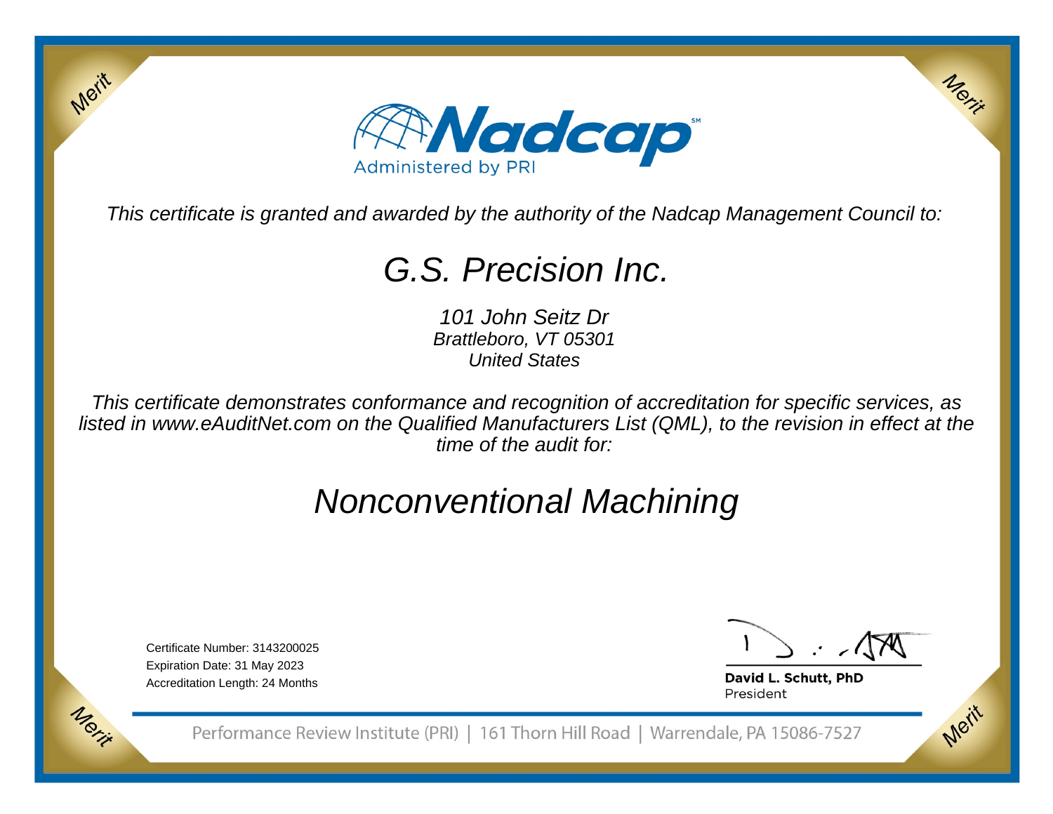# Nadcap

Administered by PRI

*This certificate is granted and awarded by the authority of the Nadcap Management Council to:*

## *G.S. Precision Inc.*

*101 John Seitz Dr*
*Brattleboro, VT 05301*
*United States*

*This certificate demonstrates conformance and recognition of accreditation for specific services, as listed in www.eAuditNet.com on the Qualified Manufacturers List (QML), to the revision in effect at the time of the audit for:*

## *Nonconventional Machining*

Certificate Number: 3143200025
Expiration Date: 31 May 2023
Accreditation Length: 24 Months

**David L. Schutt, PhD**
President

Performance Review Institute (PRI) | 161 Thorn Hill Road | Warrendale, PA 15086-7527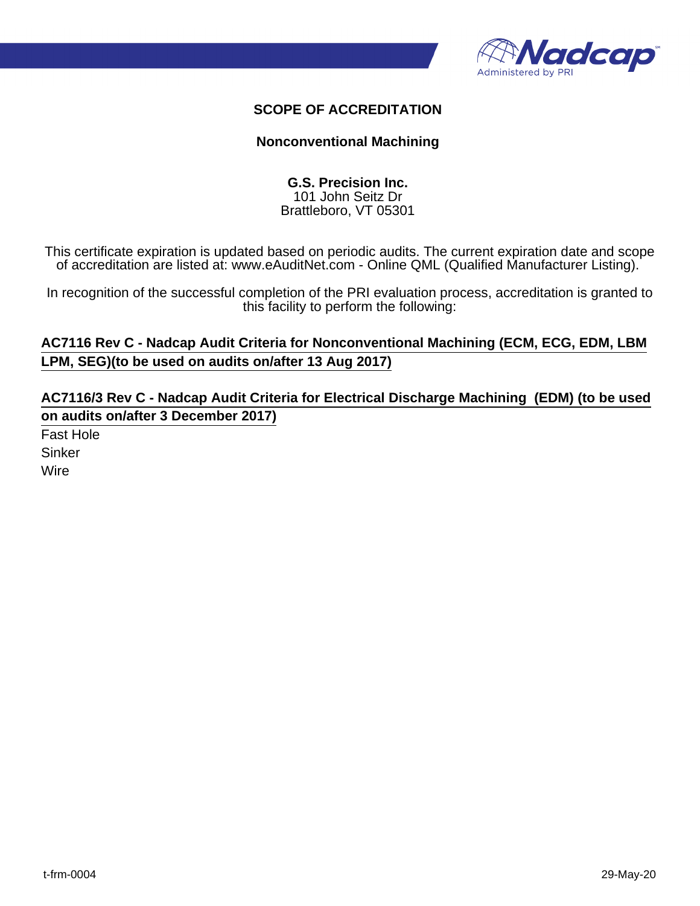# SCOPE OF ACCREDITATION

## Nonconventional Machining

**G.S. Precision Inc.**
101 John Seitz Dr
Brattleboro, VT 05301

This certificate expiration is updated based on periodic audits. The current expiration date and scope of accreditation are listed at: www.eAuditNet.com - Online QML (Qualified Manufacturer Listing).

In recognition of the successful completion of the PRI evaluation process, accreditation is granted to this facility to perform the following:

**AC7116 Rev C - Nadcap Audit Criteria for Nonconventional Machining (ECM, ECG, EDM, LBM LPM, SEG)(to be used on audits on/after 13 Aug 2017)**

**AC7116/3 Rev C - Nadcap Audit Criteria for Electrical Discharge Machining (EDM) (to be used on audits on/after 3 December 2017)**

Fast Hole
Sinker
Wire

t-frm-0004 29-May-20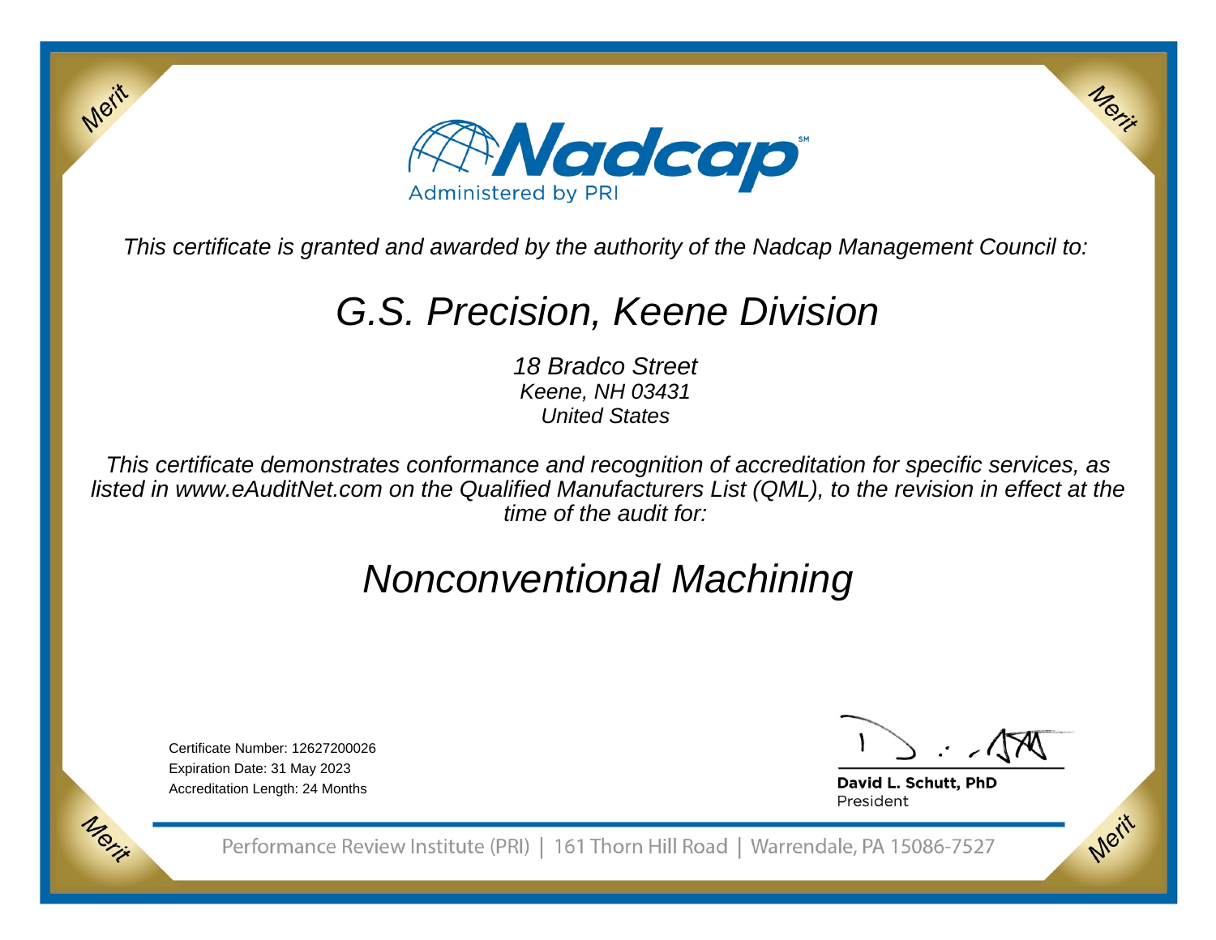# Nadcap

Administered by PRI

*This certificate is granted and awarded by the authority of the Nadcap Management Council to:*

## *G.S. Precision, Keene Division*

*18 Bradco Street*
*Keene, NH 03431*
*United States*

*This certificate demonstrates conformance and recognition of accreditation for specific services, as listed in www.eAuditNet.com on the Qualified Manufacturers List (QML), to the revision in effect at the time of the audit for:*

## *Nonconventional Machining*

Certificate Number: 12627200026
Expiration Date: 31 May 2023
Accreditation Length: 24 Months

**David L. Schutt, PhD**
President

Performance Review Institute (PRI) | 161 Thorn Hill Road | Warrendale, PA 15086-7527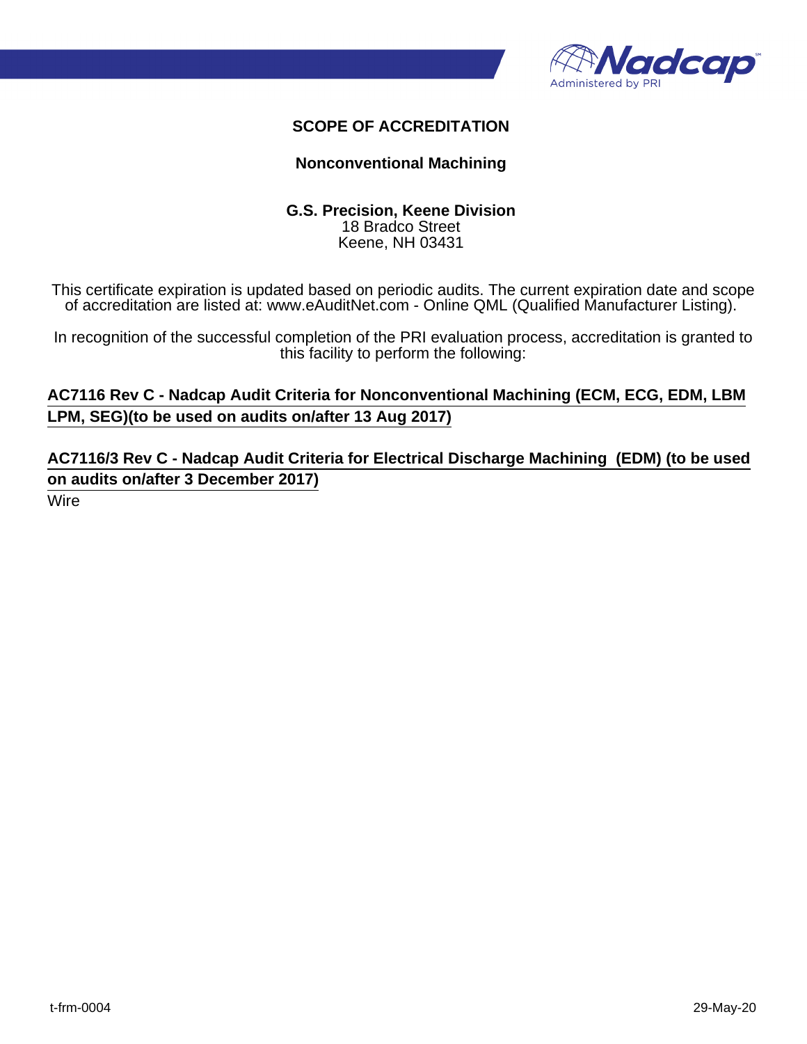# SCOPE OF ACCREDITATION

## Nonconventional Machining

**G.S. Precision, Keene Division**
18 Bradco Street
Keene, NH 03431

This certificate expiration is updated based on periodic audits. The current expiration date and scope of accreditation are listed at: www.eAuditNet.com - Online QML (Qualified Manufacturer Listing).

In recognition of the successful completion of the PRI evaluation process, accreditation is granted to this facility to perform the following:

**AC7116 Rev C - Nadcap Audit Criteria for Nonconventional Machining (ECM, ECG, EDM, LBM LPM, SEG)(to be used on audits on/after 13 Aug 2017)**

**AC7116/3 Rev C - Nadcap Audit Criteria for Electrical Discharge Machining (EDM) (to be used on audits on/after 3 December 2017)**

Wire

t-frm-0004 29-May-20